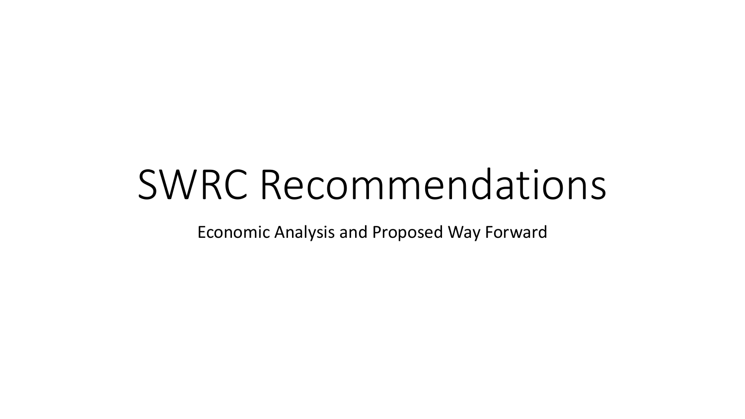# SWRC Recommendations

Economic Analysis and Proposed Way Forward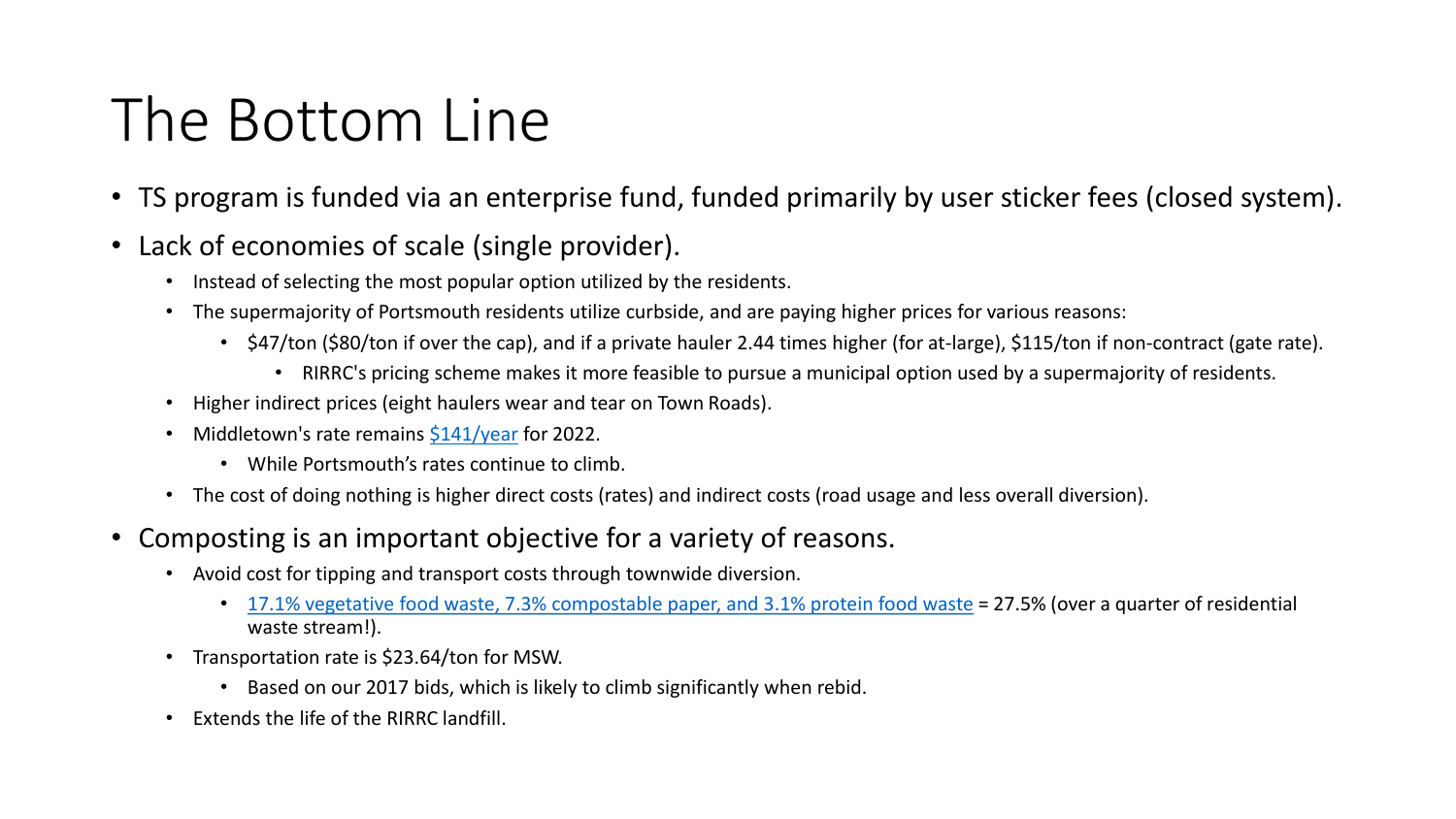# The Bottom Line

- TS program is funded via an enterprise fund, funded primarily by user sticker fees (closed system).
- Lack of economies of scale (single provider).
  - Instead of selecting the most popular option utilized by the residents.
  - The supermajority of Portsmouth residents utilize curbside, and are paying higher prices for various reasons:
    - $47/ton ($80/ton if over the cap), and if a private hauler 2.44 times higher (for at-large), $115/ton if non-contract (gate rate).
      - RIRRC's pricing scheme makes it more feasible to pursue a municipal option used by a supermajority of residents.
  - Higher indirect prices (eight haulers wear and tear on Town Roads).
  - Middletown's rate remains $141/year for 2022.
    - While Portsmouth's rates continue to climb.
  - The cost of doing nothing is higher direct costs (rates) and indirect costs (road usage and less overall diversion).
- Composting is an important objective for a variety of reasons.
  - Avoid cost for tipping and transport costs through townwide diversion.
    - 17.1% vegetative food waste, 7.3% compostable paper, and 3.1% protein food waste = 27.5% (over a quarter of residential waste stream!).
  - Transportation rate is $23.64/ton for MSW.
    - Based on our 2017 bids, which is likely to climb significantly when rebid.
  - Extends the life of the RIRRC landfill.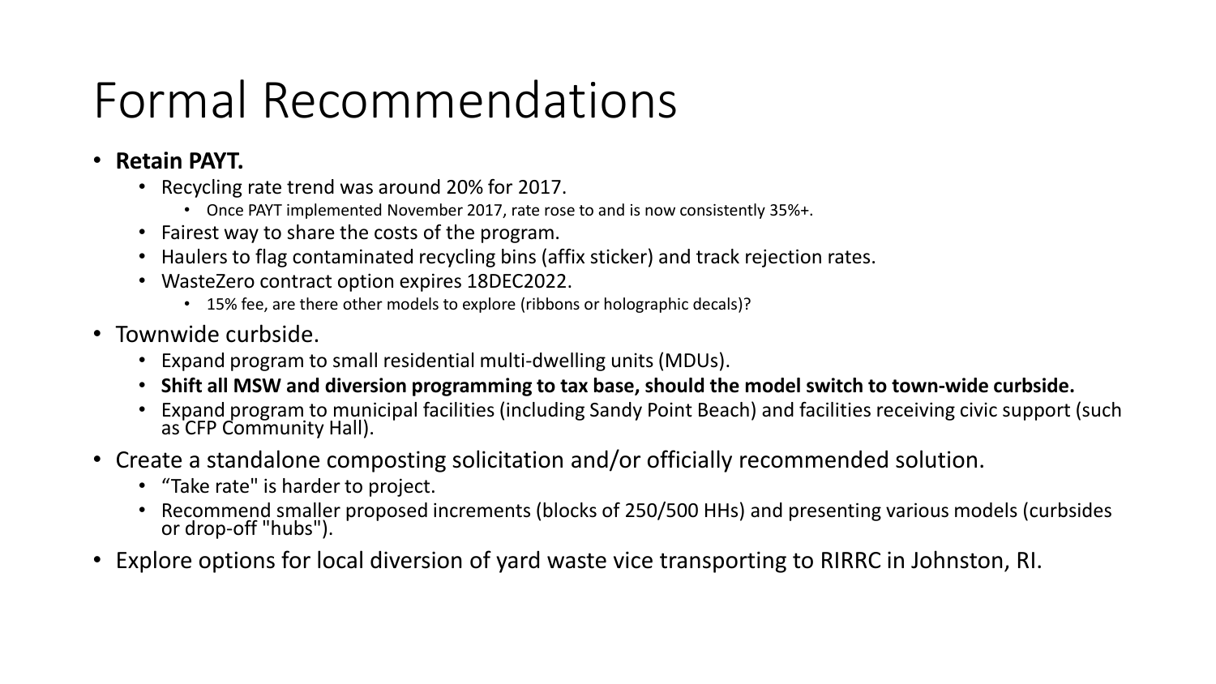# Formal Recommendations

- **Retain PAYT.**
  - Recycling rate trend was around 20% for 2017.
    - Once PAYT implemented November 2017, rate rose to and is now consistently 35%+.
  - Fairest way to share the costs of the program.
  - Haulers to flag contaminated recycling bins (affix sticker) and track rejection rates.
  - WasteZero contract option expires 18DEC2022.
    - 15% fee, are there other models to explore (ribbons or holographic decals)?
- Townwide curbside.
  - Expand program to small residential multi-dwelling units (MDUs).
  - **Shift all MSW and diversion programming to tax base, should the model switch to town-wide curbside.**
  - Expand program to municipal facilities (including Sandy Point Beach) and facilities receiving civic support (such as CFP Community Hall).
- Create a standalone composting solicitation and/or officially recommended solution.
  - "Take rate" is harder to project.
  - Recommend smaller proposed increments (blocks of 250/500 HHs) and presenting various models (curbsides or drop-off "hubs").
- Explore options for local diversion of yard waste vice transporting to RIRRC in Johnston, RI.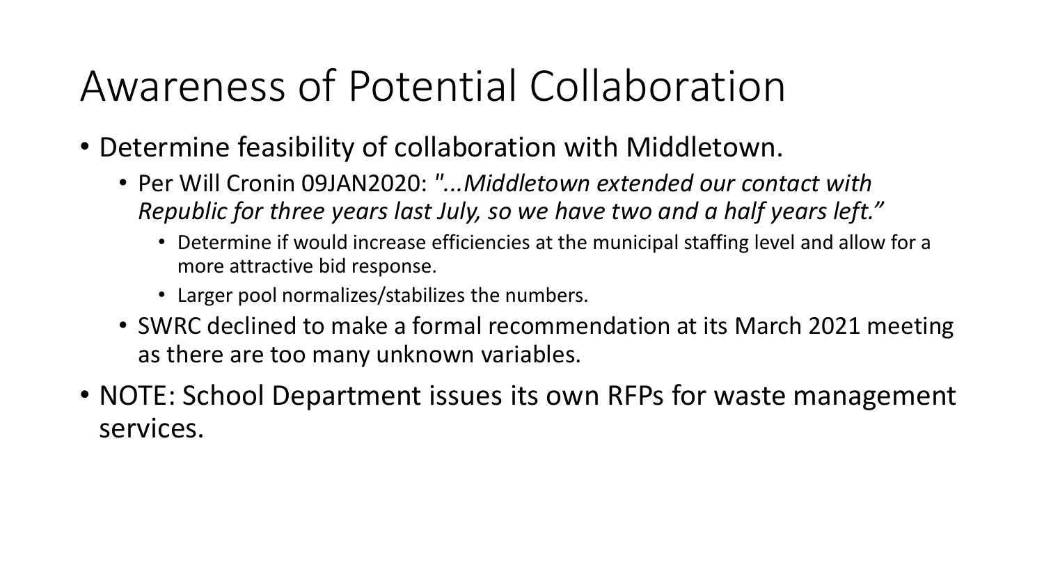# Awareness of Potential Collaboration

- Determine feasibility of collaboration with Middletown.
  - Per Will Cronin 09JAN2020: *"...Middletown extended our contact with Republic for three years last July, so we have two and a half years left."*
    - Determine if would increase efficiencies at the municipal staffing level and allow for a more attractive bid response.
    - Larger pool normalizes/stabilizes the numbers.
  - SWRC declined to make a formal recommendation at its March 2021 meeting as there are too many unknown variables.
- NOTE: School Department issues its own RFPs for waste management services.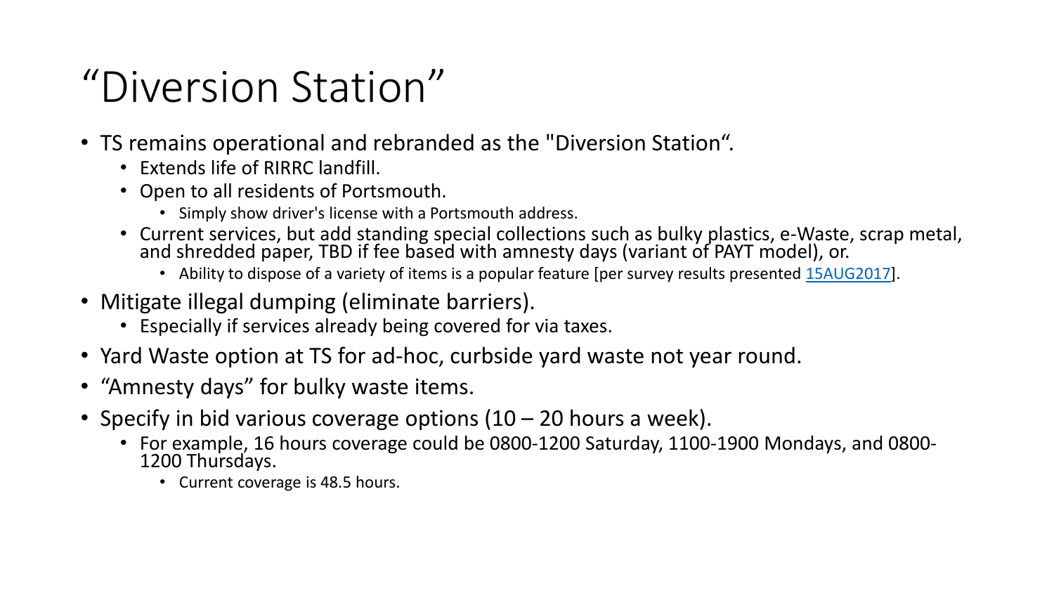# “Diversion Station”

- TS remains operational and rebranded as the "Diversion Station“.
  - Extends life of RIRRC landfill.
  - Open to all residents of Portsmouth.
    - Simply show driver's license with a Portsmouth address.
  - Current services, but add standing special collections such as bulky plastics, e-Waste, scrap metal, and shredded paper, TBD if fee based with amnesty days (variant of PAYT model), or.
    - Ability to dispose of a variety of items is a popular feature [per survey results presented 15AUG2017].
- Mitigate illegal dumping (eliminate barriers).
  - Especially if services already being covered for via taxes.
- Yard Waste option at TS for ad-hoc, curbside yard waste not year round.
- “Amnesty days” for bulky waste items.
- Specify in bid various coverage options (10 – 20 hours a week).
  - For example, 16 hours coverage could be 0800-1200 Saturday, 1100-1900 Mondays, and 0800-1200 Thursdays.
    - Current coverage is 48.5 hours.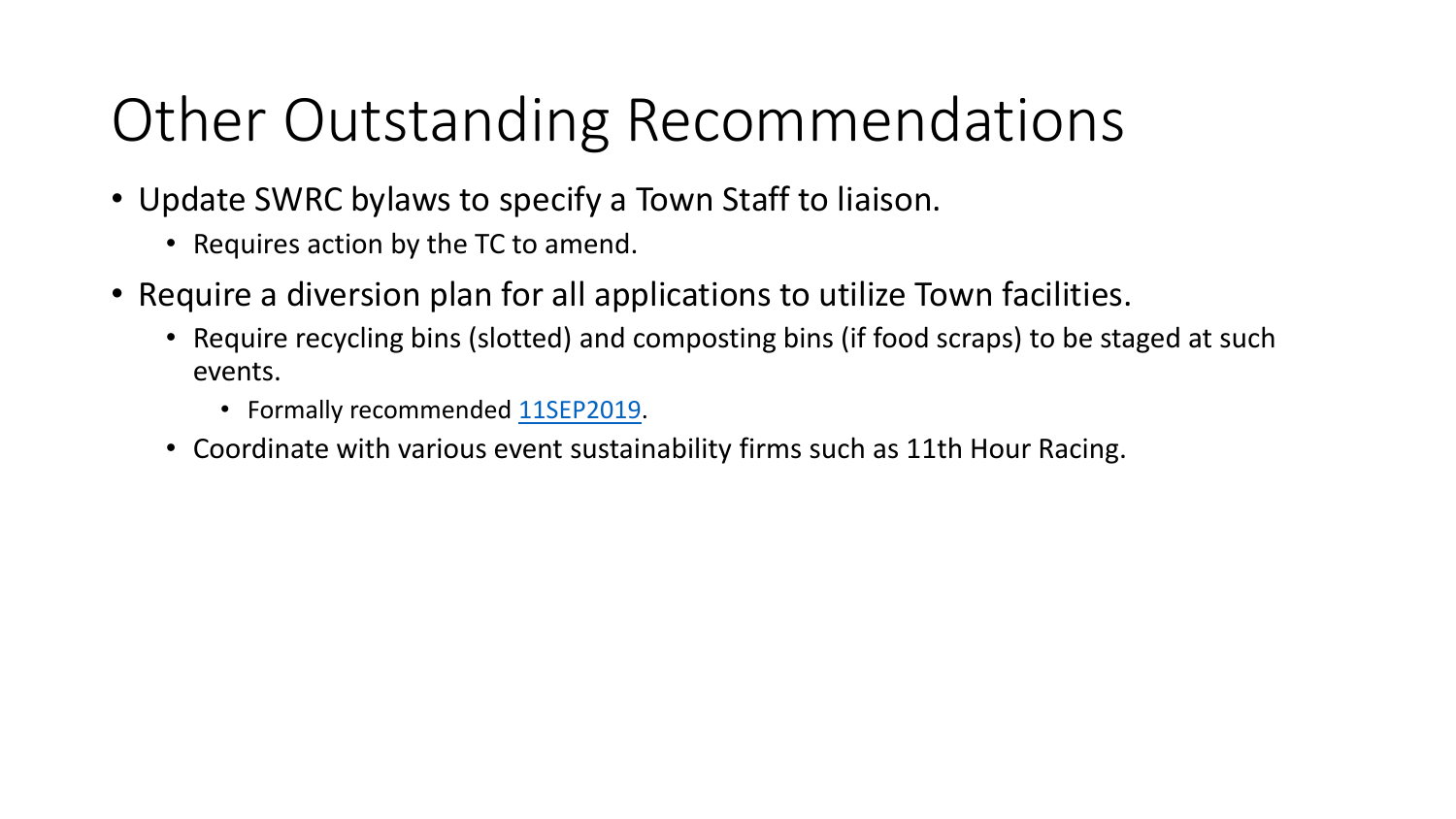# Other Outstanding Recommendations

- Update SWRC bylaws to specify a Town Staff to liaison.
  - Requires action by the TC to amend.
- Require a diversion plan for all applications to utilize Town facilities.
  - Require recycling bins (slotted) and composting bins (if food scraps) to be staged at such events.
    - Formally recommended 11SEP2019.
  - Coordinate with various event sustainability firms such as 11th Hour Racing.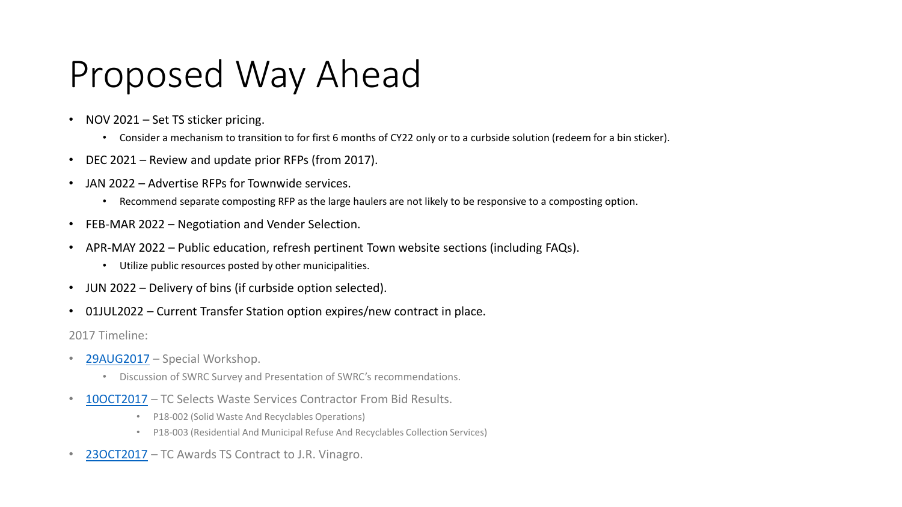# Proposed Way Ahead

- NOV 2021 – Set TS sticker pricing.
  - Consider a mechanism to transition to for first 6 months of CY22 only or to a curbside solution (redeem for a bin sticker).
- DEC 2021 – Review and update prior RFPs (from 2017).
- JAN 2022 – Advertise RFPs for Townwide services.
  - Recommend separate composting RFP as the large haulers are not likely to be responsive to a composting option.
- FEB-MAR 2022 – Negotiation and Vender Selection.
- APR-MAY 2022 – Public education, refresh pertinent Town website sections (including FAQs).
  - Utilize public resources posted by other municipalities.
- JUN 2022 – Delivery of bins (if curbside option selected).
- 01JUL2022 – Current Transfer Station option expires/new contract in place.

2017 Timeline:

- 29AUG2017 – Special Workshop.
  - Discussion of SWRC Survey and Presentation of SWRC's recommendations.
- 10OCT2017 – TC Selects Waste Services Contractor From Bid Results.
  - P18-002 (Solid Waste And Recyclables Operations)
  - P18-003 (Residential And Municipal Refuse And Recyclables Collection Services)
- 23OCT2017 – TC Awards TS Contract to J.R. Vinagro.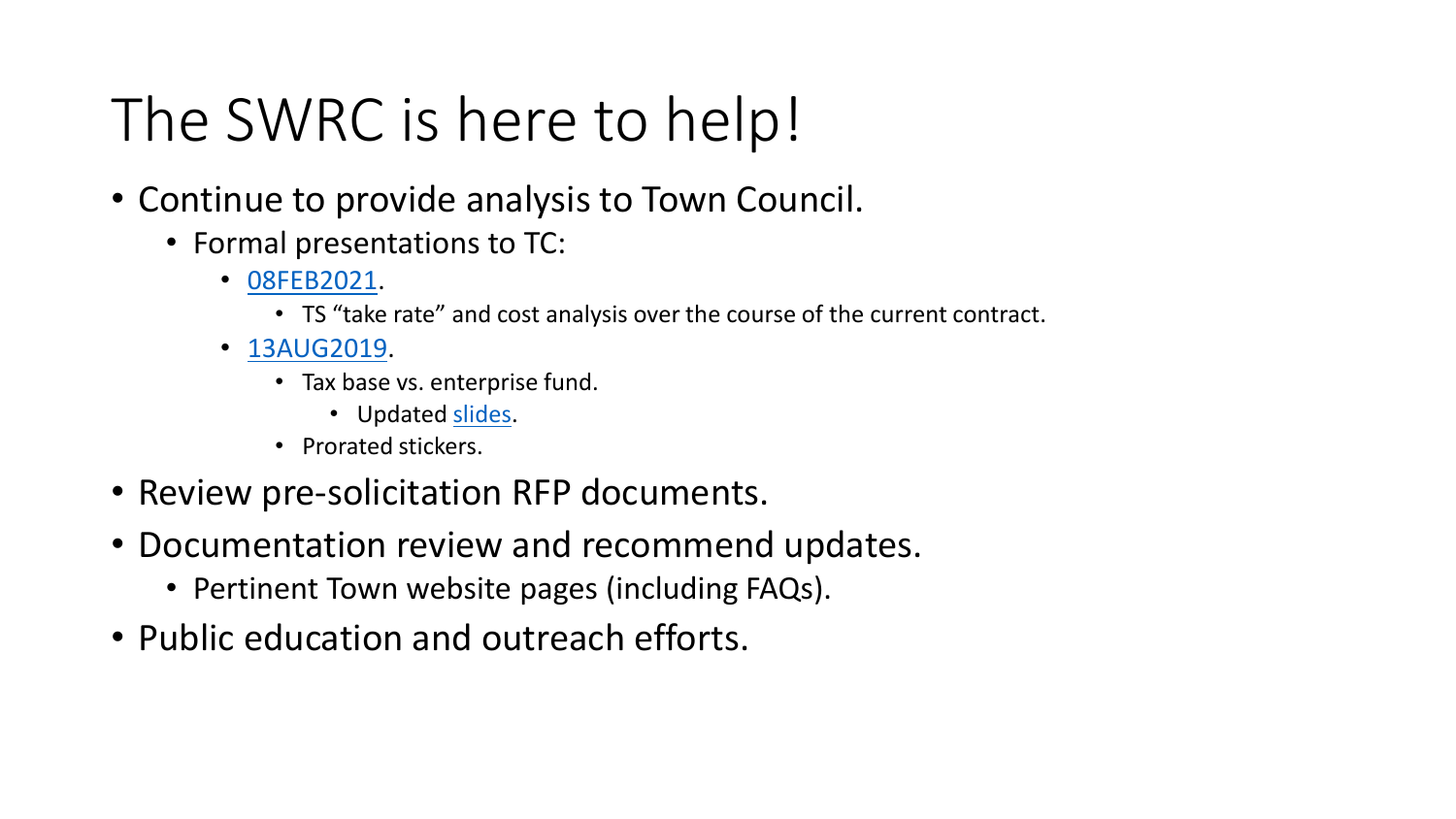# The SWRC is here to help!

- Continue to provide analysis to Town Council.
  - Formal presentations to TC:
    - 08FEB2021.
      - TS “take rate” and cost analysis over the course of the current contract.
    - 13AUG2019.
      - Tax base vs. enterprise fund.
        - Updated slides.
      - Prorated stickers.
- Review pre-solicitation RFP documents.
- Documentation review and recommend updates.
  - Pertinent Town website pages (including FAQs).
- Public education and outreach efforts.